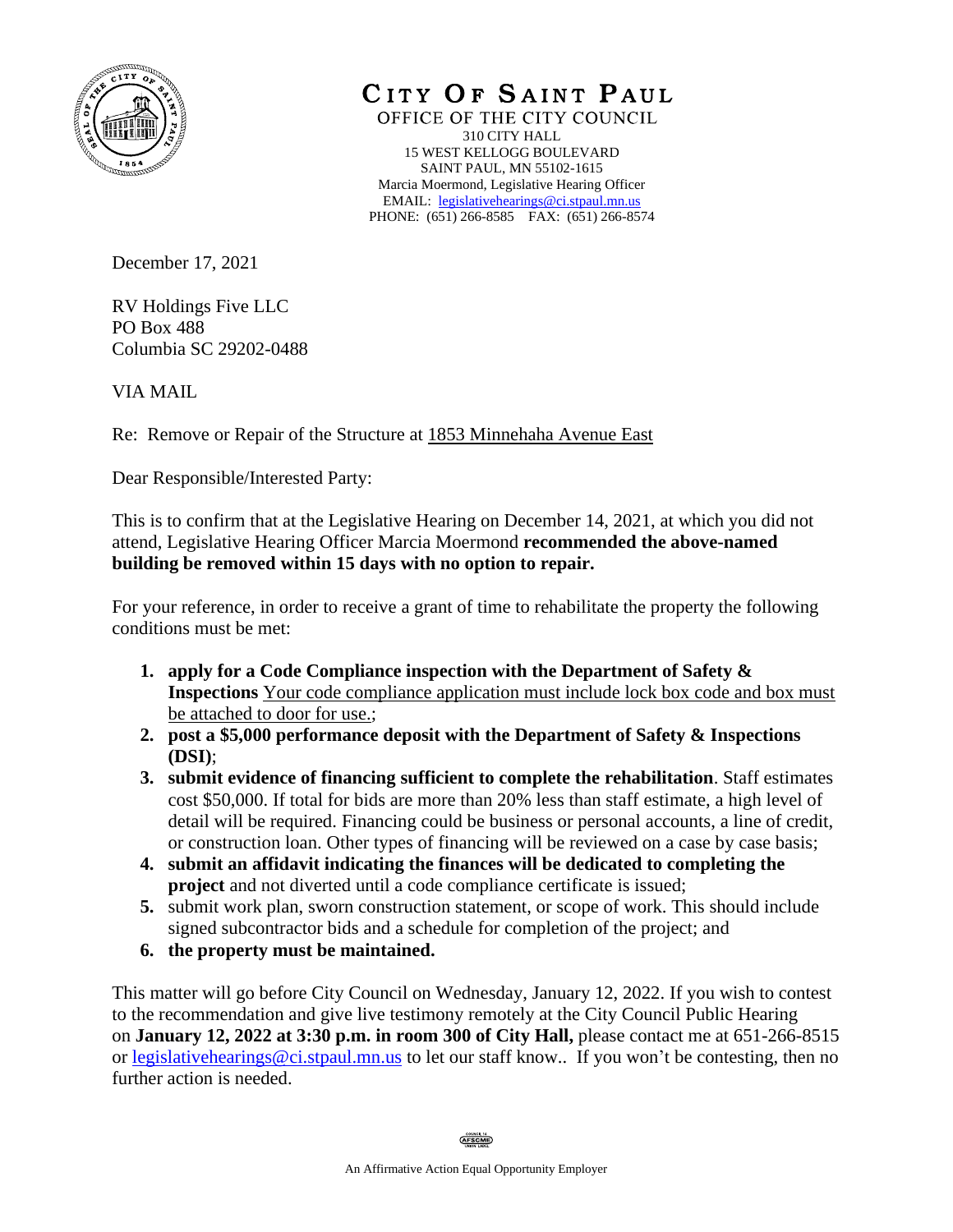# CITY OF SAINT PAUL

OFFICE OF THE CITY COUNCIL
310 CITY HALL
15 WEST KELLOGG BOULEVARD
SAINT PAUL, MN 55102-1615
Marcia Moermond, Legislative Hearing Officer
EMAIL: legislativehearings@ci.stpaul.mn.us
PHONE: (651) 266-8585 FAX: (651) 266-8574

December 17, 2021

RV Holdings Five LLC
PO Box 488
Columbia SC 29202-0488

VIA MAIL

Re: Remove or Repair of the Structure at 1853 Minnehaha Avenue East

Dear Responsible/Interested Party:

This is to confirm that at the Legislative Hearing on December 14, 2021, at which you did not attend, Legislative Hearing Officer Marcia Moermond **recommended the above-named building be removed within 15 days with no option to repair.**

For your reference, in order to receive a grant of time to rehabilitate the property the following conditions must be met:

1. **apply for a Code Compliance inspection with the Department of Safety & Inspections** Your code compliance application must include lock box code and box must be attached to door for use.;
2. **post a $5,000 performance deposit with the Department of Safety & Inspections (DSI)**;
3. **submit evidence of financing sufficient to complete the rehabilitation**. Staff estimates cost $50,000. If total for bids are more than 20% less than staff estimate, a high level of detail will be required. Financing could be business or personal accounts, a line of credit, or construction loan. Other types of financing will be reviewed on a case by case basis;
4. **submit an affidavit indicating the finances will be dedicated to completing the project** and not diverted until a code compliance certificate is issued;
5. submit work plan, sworn construction statement, or scope of work. This should include signed subcontractor bids and a schedule for completion of the project; and
6. **the property must be maintained.**

This matter will go before City Council on Wednesday, January 12, 2022. If you wish to contest to the recommendation and give live testimony remotely at the City Council Public Hearing on **January 12, 2022 at 3:30 p.m. in room 300 of City Hall,** please contact me at 651-266-8515 or legislativehearings@ci.stpaul.mn.us to let our staff know.. If you won't be contesting, then no further action is needed.

An Affirmative Action Equal Opportunity Employer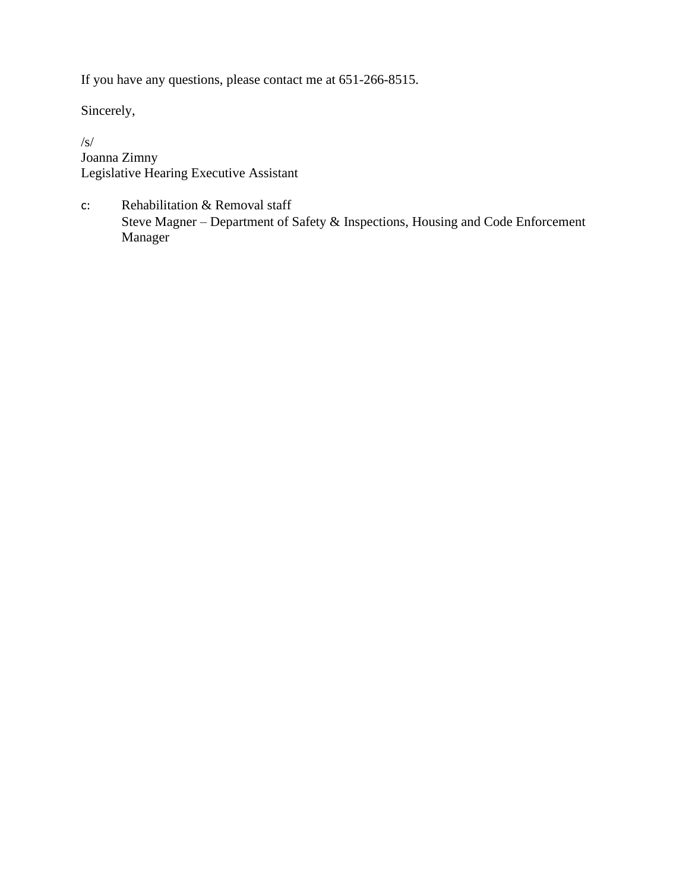If you have any questions, please contact me at 651-266-8515.

Sincerely,

/s/
Joanna Zimny
Legislative Hearing Executive Assistant

c: Rehabilitation & Removal staff
Steve Magner – Department of Safety & Inspections, Housing and Code Enforcement Manager